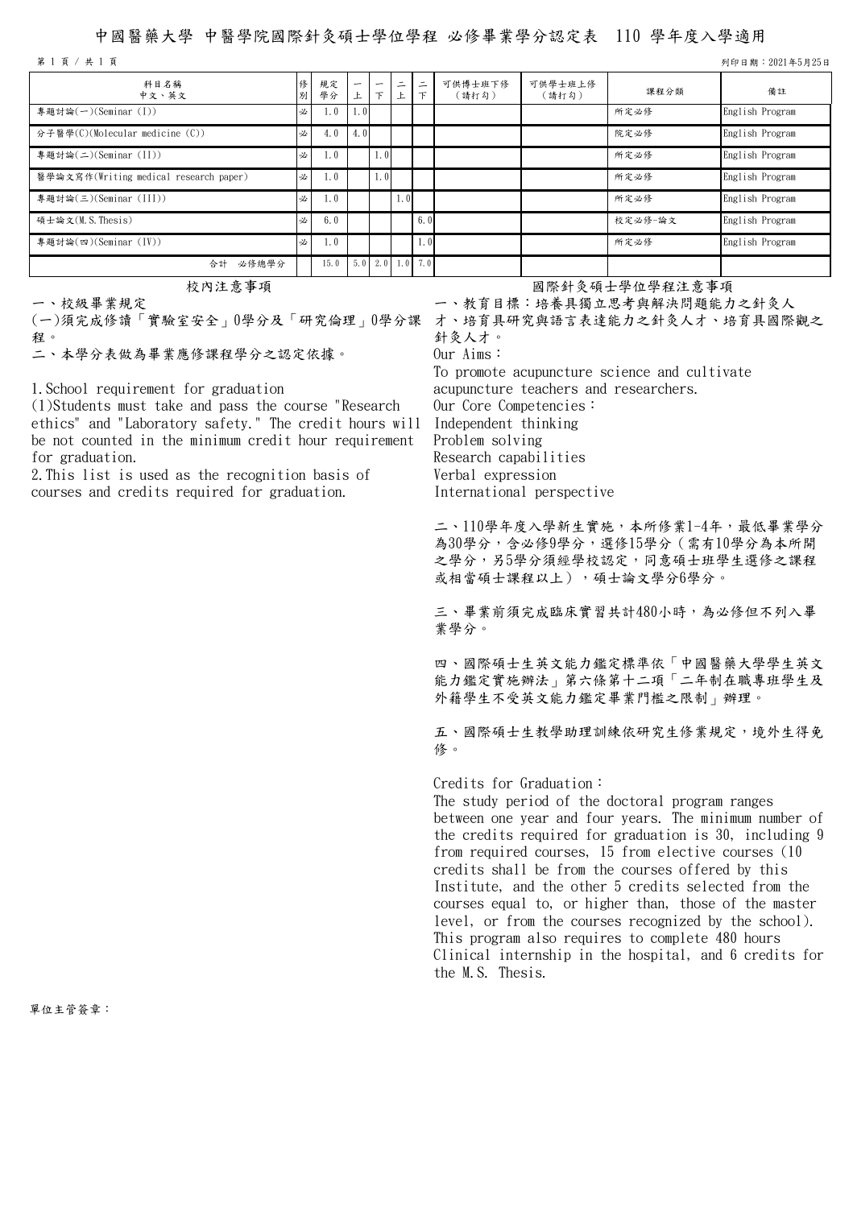# 中國醫藥大學 中醫學院國際針灸碩士學位學程 必修畢業學分認定表 110 學年度入學適用

列印日期：2021年5月25日

| 科目名稱<br>中文、英文 | 修別 | 規定學分 | 一上 | 一下 | 二上 | 二下 | 可供博士班下修<br>(請打勾) | 可供學士班上修<br>(請打勾) | 課程分類 | 備註 |
|---|---|---|---|---|---|---|---|---|---|---|
| 專題討論(一)(Seminar (I)) | 必 | 1.0 | 1.0 | | | | | | 所定必修 | English Program |
| 分子醫學(C)(Molecular medicine (C)) | 必 | 4.0 | 4.0 | | | | | | 院定必修 | English Program |
| 專題討論(二)(Seminar (II)) | 必 | 1.0 | | 1.0 | | | | | 所定必修 | English Program |
| 醫學論文寫作(Writing medical research paper) | 必 | 1.0 | | 1.0 | | | | | 所定必修 | English Program |
| 專題討論(三)(Seminar (III)) | 必 | 1.0 | | | 1.0 | | | | 所定必修 | English Program |
| 碩士論文(M.S.Thesis) | 必 | 6.0 | | | | 6.0 | | | 校定必修-論文 | English Program |
| 專題討論(四)(Seminar (IV)) | 必 | 1.0 | | | | 1.0 | | | 所定必修 | English Program |
| 合計 必修總學分 | | 15.0 | 5.0 | 2.0 | 1.0 | 7.0 | | | | |

## 校內注意事項

一、校級畢業規定

(一)須完成修讀「實驗室安全」0學分及「研究倫理」0學分課程。

二、本學分表做為畢業應修課程學分之認定依據。

1.School requirement for graduation

(1)Students must take and pass the course "Research ethics" and "Laboratory safety." The credit hours will be not counted in the minimum credit hour requirement for graduation.

2.This list is used as the recognition basis of courses and credits required for graduation.

## 國際針灸碩士學位學程注意事項

一、教育目標：培養具獨立思考與解決問題能力之針灸人才、培育具研究與語言表達能力之針灸人才、培育具國際觀之針灸人才。

Our Aims：

To promote acupuncture science and cultivate acupuncture teachers and researchers.

Our Core Competencies：

Independent thinking

Problem solving

Research capabilities

Verbal expression

International perspective

二、110學年度入學新生實施，本所修業1-4年，最低畢業學分為30學分，含必修9學分，選修15學分（需有10學分為本所開之學分，另5學分須經學校認定，同意碩士班學生選修之課程或相當碩士課程以上），碩士論文學分6學分。

三、畢業前須完成臨床實習共計480小時，為必修但不列入畢業學分。

四、國際碩士生英文能力鑑定標準依「中國醫藥大學學生英文能力鑑定實施辦法」第六條第十二項「二年制在職專班學生及外籍學生不受英文能力鑑定畢業門檻之限制」辦理。

五、國際碩士生教學助理訓練依研究生修業規定，境外生得免修。

Credits for Graduation：

The study period of the doctoral program ranges between one year and four years. The minimum number of the credits required for graduation is 30, including 9 from required courses, 15 from elective courses (10 credits shall be from the courses offered by this Institute, and the other 5 credits selected from the courses equal to, or higher than, those of the master level, or from the courses recognized by the school). This program also requires to complete 480 hours Clinical internship in the hospital, and 6 credits for the M.S. Thesis.

單位主管簽章：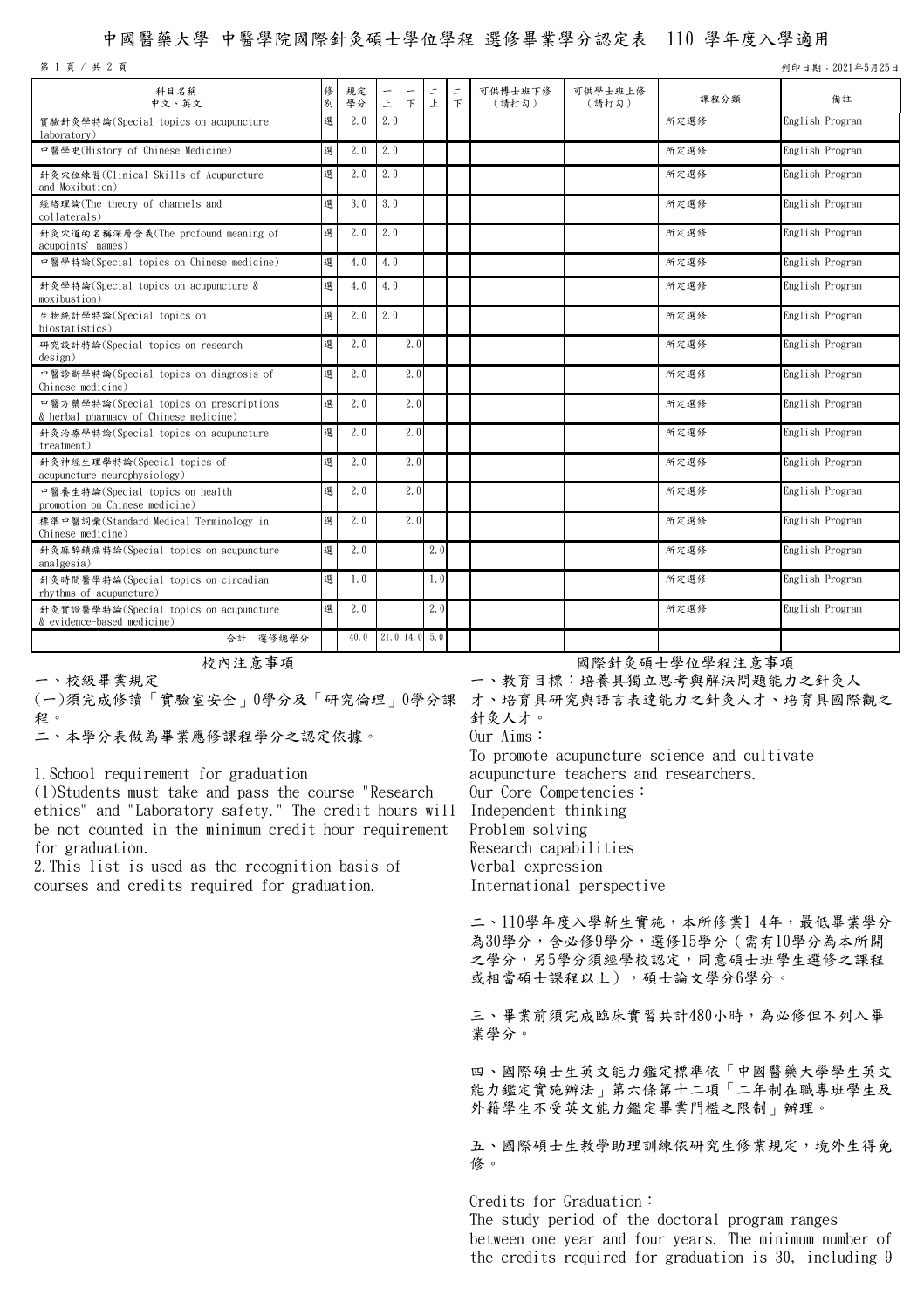# 中國醫藥大學 中醫學院國際針灸碩士學位學程 選修畢業學分認定表 110 學年度入學適用

列印日期：2021年5月25日

| 科目名稱<br>中文、英文 | 修別 | 規定學分 | 一上 | 一下 | 二上 | 二下 | 可供博士班下修（請打勾） | 可供學士班上修（請打勾） | 課程分類 | 備註 |
|---|---|---|---|---|---|---|---|---|---|---|
| 實驗針灸學特論(Special topics on acupuncture laboratory) | 選 | 2.0 | 2.0 | | | | | | 所定選修 | English Program |
| 中醫學史(History of Chinese Medicine) | 選 | 2.0 | 2.0 | | | | | | 所定選修 | English Program |
| 針灸穴位練習(Clinical Skills of Acupuncture and Moxibution) | 選 | 2.0 | 2.0 | | | | | | 所定選修 | English Program |
| 經絡理論(The theory of channels and collaterals) | 選 | 3.0 | 3.0 | | | | | | 所定選修 | English Program |
| 針灸穴道的名稱深層含義(The profound meaning of acupoints' names) | 選 | 2.0 | 2.0 | | | | | | 所定選修 | English Program |
| 中醫學特論(Special topics on Chinese medicine) | 選 | 4.0 | 4.0 | | | | | | 所定選修 | English Program |
| 針灸學特論(Special topics on acupuncture & moxibustion) | 選 | 4.0 | 4.0 | | | | | | 所定選修 | English Program |
| 生物統計學特論(Special topics on biostatistics) | 選 | 2.0 | 2.0 | | | | | | 所定選修 | English Program |
| 研究設計特論(Special topics on research design) | 選 | 2.0 | | 2.0 | | | | | 所定選修 | English Program |
| 中醫診斷學特論(Special topics on diagnosis of Chinese medicine) | 選 | 2.0 | | 2.0 | | | | | 所定選修 | English Program |
| 中醫方藥學特論(Special topics on prescriptions & herbal pharmacy of Chinese medicine) | 選 | 2.0 | | 2.0 | | | | | 所定選修 | English Program |
| 針灸治療學特論(Special topics on acupuncture treatment) | 選 | 2.0 | | 2.0 | | | | | 所定選修 | English Program |
| 針灸神經生理學特論(Special topics of acupuncture neurophysiology) | 選 | 2.0 | | 2.0 | | | | | 所定選修 | English Program |
| 中醫養生特論(Special topics on health promotion on Chinese medicine) | 選 | 2.0 | | 2.0 | | | | | 所定選修 | English Program |
| 標準中醫詞彙(Standard Medical Terminology in Chinese medicine) | 選 | 2.0 | | 2.0 | | | | | 所定選修 | English Program |
| 針灸麻醉鎮痛特論(Special topics on acupuncture analgesia) | 選 | 2.0 | | | 2.0 | | | | 所定選修 | English Program |
| 針灸時間醫學特論(Special topics on circadian rhythms of acupuncture) | 選 | 1.0 | | | 1.0 | | | | 所定選修 | English Program |
| 針灸實證醫學特論(Special topics on acupuncture & evidence-based medicine) | 選 | 2.0 | | | 2.0 | | | | 所定選修 | English Program |
| 合計 選修總學分 | | 40.0 | 21.0 | 14.0 | 5.0 | | | | | |

## 校內注意事項

一、校級畢業規定

(一)須完成修讀「實驗室安全」0學分及「研究倫理」0學分課程。

二、本學分表做為畢業應修課程學分之認定依據。

1.School requirement for graduation

(1)Students must take and pass the course "Research ethics" and "Laboratory safety." The credit hours will be not counted in the minimum credit hour requirement for graduation.

2.This list is used as the recognition basis of courses and credits required for graduation.

## 國際針灸碩士學位學程注意事項

一、教育目標：培養具獨立思考與解決問題能力之針灸人才、培育具研究與語言表達能力之針灸人才、培育具國際觀之針灸人才。

Our Aims：

To promote acupuncture science and cultivate acupuncture teachers and researchers.

Our Core Competencies：

Independent thinking

Problem solving

Research capabilities

Verbal expression

International perspective

二、110學年度入學新生實施，本所修業1-4年，最低畢業學分為30學分，含必修9學分，選修15學分（需有10學分為本所開之學分，另5學分須經學校認定，同意碩士班學生選修之課程或相當碩士課程以上），碩士論文學分6學分。

三、畢業前須完成臨床實習共計480小時，為必修但不列入畢業學分。

四、國際碩士生英文能力鑑定標準依「中國醫藥大學學生英文能力鑑定實施辦法」第六條第十二項「二年制在職專班學生及外籍學生不受英文能力鑑定畢業門檻之限制」辦理。

五、國際碩士生教學助理訓練依研究生修業規定，境外生得免修。

Credits for Graduation：

The study period of the doctoral program ranges between one year and four years. The minimum number of the credits required for graduation is 30, including 9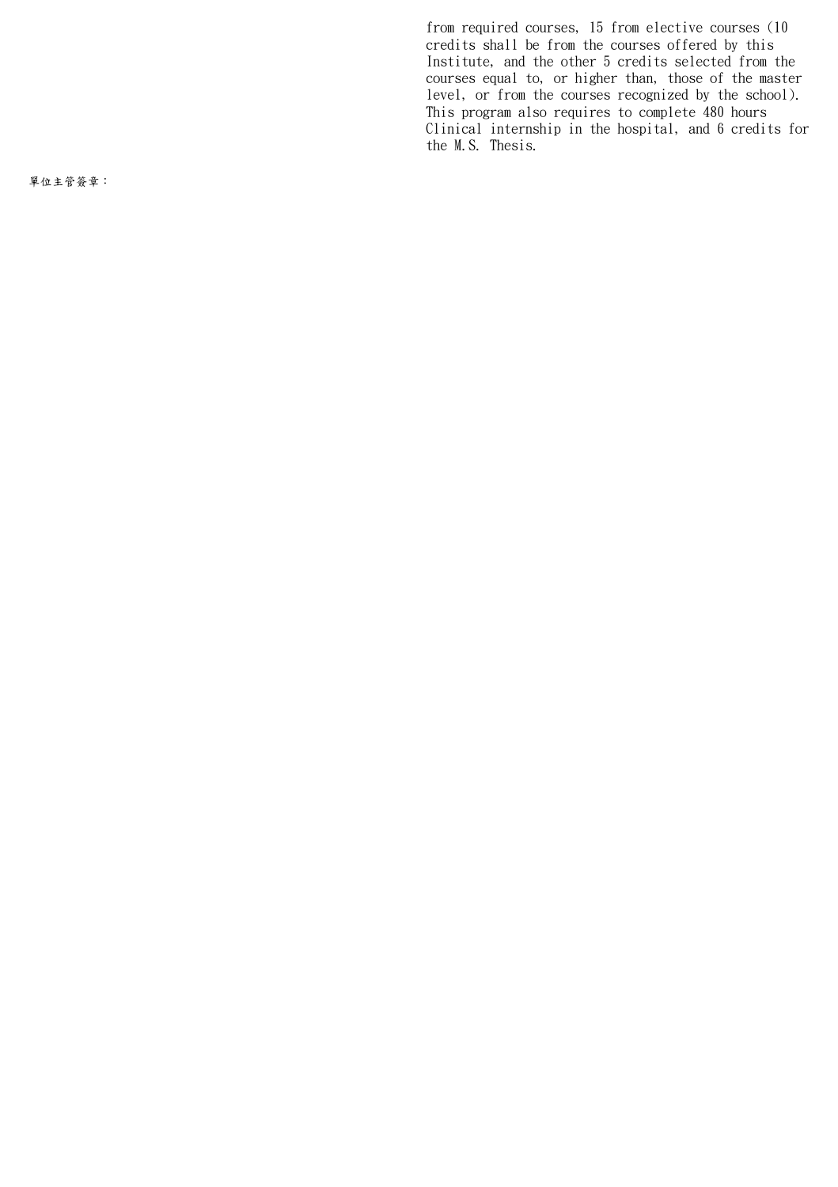from required courses, 15 from elective courses (10 credits shall be from the courses offered by this Institute, and the other 5 credits selected from the courses equal to, or higher than, those of the master level, or from the courses recognized by the school). This program also requires to complete 480 hours Clinical internship in the hospital, and 6 credits for the M.S. Thesis.

單位主管簽章：